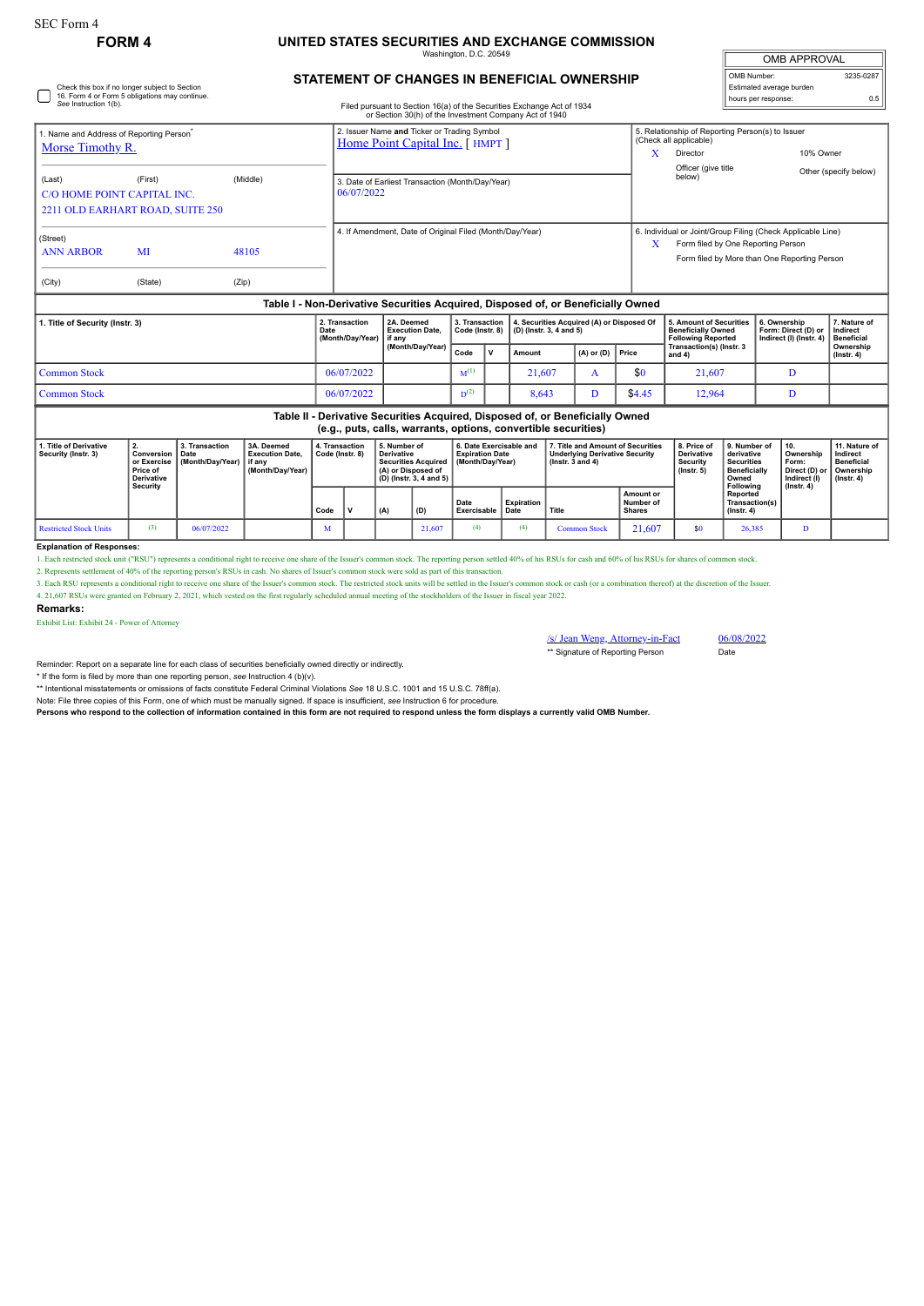SEC Form 4

# FORM 4

## UNITED STATES SECURITIES AND EXCHANGE COMMISSION

Washington, D.C. 20549

## STATEMENT OF CHANGES IN BENEFICIAL OWNERSHIP

Filed pursuant to Section 16(a) of the Securities Exchange Act of 1934 or Section 30(h) of the Investment Company Act of 1940

| OMB APPROVAL | |
|---|---|
| OMB Number: | 3235-0287 |
| Estimated average burden | |
| hours per response: | 0.5 |

☐ Check this box if no longer subject to Section 16. Form 4 or Form 5 obligations may continue. *See* Instruction 1(b).

1. Name and Address of Reporting Person*
Morse Timothy R.

(Last) (First) (Middle)
C/O HOME POINT CAPITAL INC.
2211 OLD EARHART ROAD, SUITE 250

(Street)
ANN ARBOR MI 48105

(City) (State) (Zip)

2. Issuer Name **and** Ticker or Trading Symbol
Home Point Capital Inc. [ HMPT ]

3. Date of Earliest Transaction (Month/Day/Year)
06/07/2022

4. If Amendment, Date of Original Filed (Month/Day/Year)

5. Relationship of Reporting Person(s) to Issuer (Check all applicable)
X Director
10% Owner
Officer (give title below)
Other (specify below)

6. Individual or Joint/Group Filing (Check Applicable Line)
X Form filed by One Reporting Person
Form filed by More than One Reporting Person

### Table I - Non-Derivative Securities Acquired, Disposed of, or Beneficially Owned

| 1. Title of Security (Instr. 3) | 2. Transaction Date (Month/Day/Year) | 2A. Deemed Execution Date, if any (Month/Day/Year) | 3. Transaction Code (Instr. 8) | | 4. Securities Acquired (A) or Disposed Of (D) (Instr. 3, 4 and 5) | | | 5. Amount of Securities Beneficially Owned Following Reported Transaction(s) (Instr. 3 and 4) | 6. Ownership Form: Direct (D) or Indirect (I) (Instr. 4) | 7. Nature of Indirect Beneficial Ownership (Instr. 4) |
|---|---|---|---|---|---|---|---|---|---|---|
| | | | Code | V | Amount | (A) or (D) | Price | | | |
| Common Stock | 06/07/2022 | | M[1] | | 21,607 | A | $0 | 21,607 | D | |
| Common Stock | 06/07/2022 | | D[2] | | 8,643 | D | $4.45 | 12,964 | D | |

### Table II - Derivative Securities Acquired, Disposed of, or Beneficially Owned (e.g., puts, calls, warrants, options, convertible securities)

| 1. Title of Derivative Security (Instr. 3) | 2. Conversion or Exercise Price of Derivative Security | 3. Transaction Date (Month/Day/Year) | 3A. Deemed Execution Date, if any (Month/Day/Year) | 4. Transaction Code (Instr. 8) | | 5. Number of Derivative Securities Acquired (A) or Disposed of (D) (Instr. 3, 4 and 5) | | 6. Date Exercisable and Expiration Date (Month/Day/Year) | | 7. Title and Amount of Securities Underlying Derivative Security (Instr. 3 and 4) | | 8. Price of Derivative Security (Instr. 5) | 9. Number of derivative Securities Beneficially Owned Following Reported Transaction(s) (Instr. 4) | 10. Ownership Form: Direct (D) or Indirect (I) (Instr. 4) | 11. Nature of Indirect Beneficial Ownership (Instr. 4) |
|---|---|---|---|---|---|---|---|---|---|---|---|---|---|---|---|
| | | | | Code | V | (A) | (D) | Date Exercisable | Expiration Date | Title | Amount or Number of Shares | | | | |
| Restricted Stock Units | (3) | 06/07/2022 | | M | | | 21,607 | (4) | (4) | Common Stock | 21,607 | $0 | 26,385 | D | |

**Explanation of Responses:**

1. Each restricted stock unit ("RSU") represents a conditional right to receive one share of the Issuer's common stock. The reporting person settled 40% of his RSUs for cash and 60% of his RSUs for shares of common stock.

2. Represents settlement of 40% of the reporting person's RSUs in cash. No shares of Issuer's common stock were sold as part of this transaction.

3. Each RSU represents a conditional right to receive one share of the Issuer's common stock. The restricted stock units will be settled in the Issuer's common stock or cash (or a combination thereof) at the discretion of the Issuer.

4. 21,607 RSUs were granted on February 2, 2021, which vested on the first regularly scheduled annual meeting of the stockholders of the Issuer in fiscal year 2022.

**Remarks:**

Exhibit List: Exhibit 24 - Power of Attorney

/s/ Jean Weng, Attorney-in-Fact 06/08/2022

** Signature of Reporting Person Date

Reminder: Report on a separate line for each class of securities beneficially owned directly or indirectly.

* If the form is filed by more than one reporting person, *see* Instruction 4 (b)(v).

** Intentional misstatements or omissions of facts constitute Federal Criminal Violations *See* 18 U.S.C. 1001 and 15 U.S.C. 78ff(a).

Note: File three copies of this Form, one of which must be manually signed. If space is insufficient, *see* Instruction 6 for procedure.

**Persons who respond to the collection of information contained in this form are not required to respond unless the form displays a currently valid OMB Number.**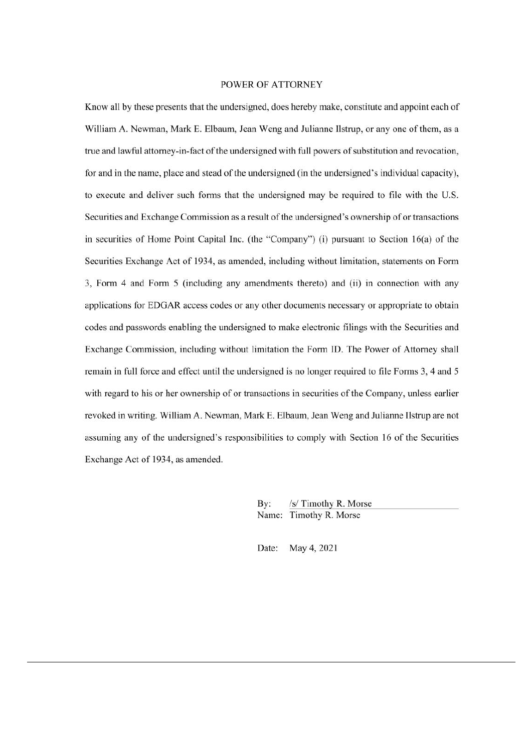# POWER OF ATTORNEY

Know all by these presents that the undersigned, does hereby make, constitute and appoint each of William A. Newman, Mark E. Elbaum, Jean Weng and Julianne Ilstrup, or any one of them, as a true and lawful attorney-in-fact of the undersigned with full powers of substitution and revocation, for and in the name, place and stead of the undersigned (in the undersigned's individual capacity), to execute and deliver such forms that the undersigned may be required to file with the U.S. Securities and Exchange Commission as a result of the undersigned's ownership of or transactions in securities of Home Point Capital Inc. (the "Company") (i) pursuant to Section 16(a) of the Securities Exchange Act of 1934, as amended, including without limitation, statements on Form 3, Form 4 and Form 5 (including any amendments thereto) and (ii) in connection with any applications for EDGAR access codes or any other documents necessary or appropriate to obtain codes and passwords enabling the undersigned to make electronic filings with the Securities and Exchange Commission, including without limitation the Form ID. The Power of Attorney shall remain in full force and effect until the undersigned is no longer required to file Forms 3, 4 and 5 with regard to his or her ownership of or transactions in securities of the Company, unless earlier revoked in writing. William A. Newman, Mark E. Elbaum, Jean Weng and Julianne Ilstrup are not assuming any of the undersigned's responsibilities to comply with Section 16 of the Securities Exchange Act of 1934, as amended.

By: /s/ Timothy R. Morse
Name: Timothy R. Morse

Date: May 4, 2021